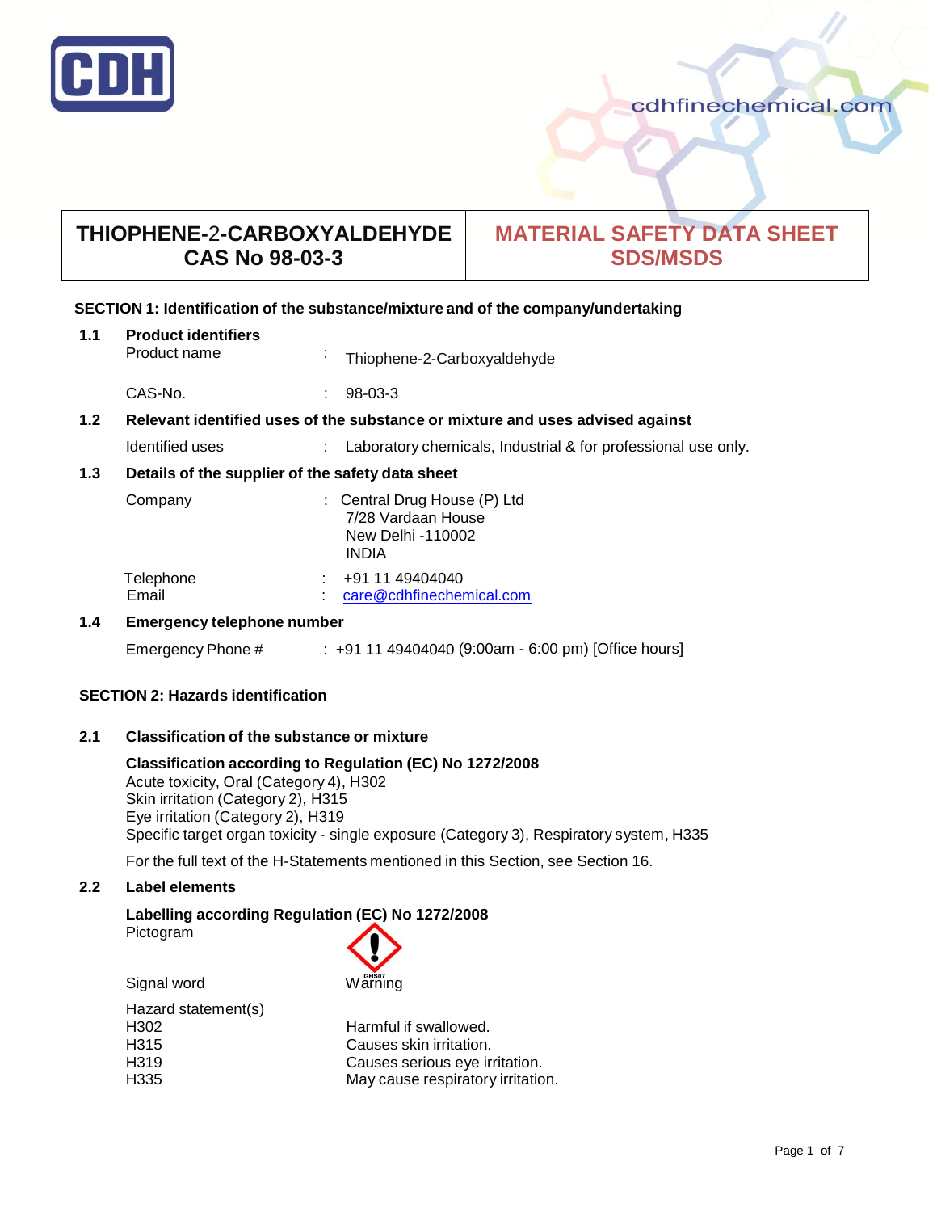CDH

cdhfinechemical.com

| THIOPHENE-2-CARBOXYALDEHYDE CAS No 98-03-3 | MATERIAL SAFETY DATA SHEET SDS/MSDS |
|---|---|

## SECTION 1: Identification of the substance/mixture and of the company/undertaking

### 1.1 Product identifiers

Product name : Thiophene-2-Carboxyaldehyde

CAS-No. : 98-03-3

### 1.2 Relevant identified uses of the substance or mixture and uses advised against

Identified uses : Laboratory chemicals, Industrial & for professional use only.

### 1.3 Details of the supplier of the safety data sheet

Company : Central Drug House (P) Ltd
7/28 Vardaan House
New Delhi -110002
INDIA

Telephone : +91 11 49404040
Email : care@cdhfinechemical.com

### 1.4 Emergency telephone number

Emergency Phone # : +91 11 49404040 (9:00am - 6:00 pm) [Office hours]

## SECTION 2: Hazards identification

### 2.1 Classification of the substance or mixture

**Classification according to Regulation (EC) No 1272/2008**
Acute toxicity, Oral (Category 4), H302
Skin irritation (Category 2), H315
Eye irritation (Category 2), H319
Specific target organ toxicity - single exposure (Category 3), Respiratory system, H335

For the full text of the H-Statements mentioned in this Section, see Section 16.

### 2.2 Label elements

**Labelling according Regulation (EC) No 1272/2008**
Pictogram

Signal word Warning

Hazard statement(s)

| | |
|---|---|
| H302 | Harmful if swallowed. |
| H315 | Causes skin irritation. |
| H319 | Causes serious eye irritation. |
| H335 | May cause respiratory irritation. |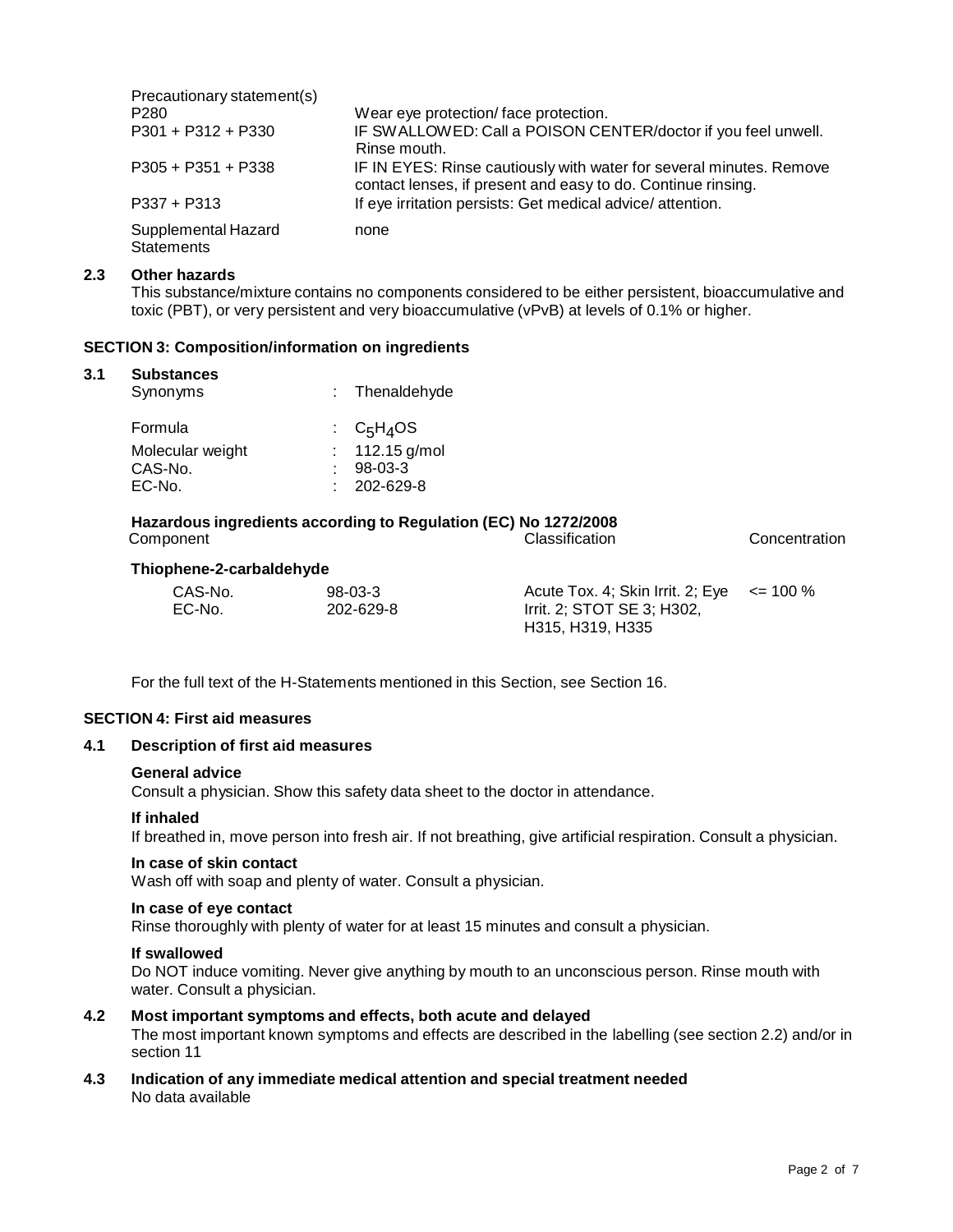Precautionary statement(s)

| | |
|---|---|
| P280 | Wear eye protection/ face protection. |
| P301 + P312 + P330 | IF SWALLOWED: Call a POISON CENTER/doctor if you feel unwell. Rinse mouth. |
| P305 + P351 + P338 | IF IN EYES: Rinse cautiously with water for several minutes. Remove contact lenses, if present and easy to do. Continue rinsing. |
| P337 + P313 | If eye irritation persists: Get medical advice/ attention. |
| Supplemental Hazard Statements | none |

### 2.3 Other hazards

This substance/mixture contains no components considered to be either persistent, bioaccumulative and toxic (PBT), or very persistent and very bioaccumulative (vPvB) at levels of 0.1% or higher.

## SECTION 3: Composition/information on ingredients

### 3.1 Substances

| | |
|---|---|
| Synonyms | : Thenaldehyde |
| Formula | : $C_5H_4OS$ |
| Molecular weight | : 112.15 g/mol |
| CAS-No. | : 98-03-3 |
| EC-No. | : 202-629-8 |

**Hazardous ingredients according to Regulation (EC) No 1272/2008**

| Component | | Classification | Concentration |
|---|---|---|---|
| **Thiophene-2-carbaldehyde** | | | |
| CAS-No. EC-No. | 98-03-3 202-629-8 | Acute Tox. 4; Skin Irrit. 2; Eye Irrit. 2; STOT SE 3; H302, H315, H319, H335 | <= 100 % |

For the full text of the H-Statements mentioned in this Section, see Section 16.

## SECTION 4: First aid measures

### 4.1 Description of first aid measures

**General advice**

Consult a physician. Show this safety data sheet to the doctor in attendance.

**If inhaled**

If breathed in, move person into fresh air. If not breathing, give artificial respiration. Consult a physician.

**In case of skin contact**

Wash off with soap and plenty of water. Consult a physician.

**In case of eye contact**

Rinse thoroughly with plenty of water for at least 15 minutes and consult a physician.

**If swallowed**

Do NOT induce vomiting. Never give anything by mouth to an unconscious person. Rinse mouth with water. Consult a physician.

### 4.2 Most important symptoms and effects, both acute and delayed

The most important known symptoms and effects are described in the labelling (see section 2.2) and/or in section 11

### 4.3 Indication of any immediate medical attention and special treatment needed

No data available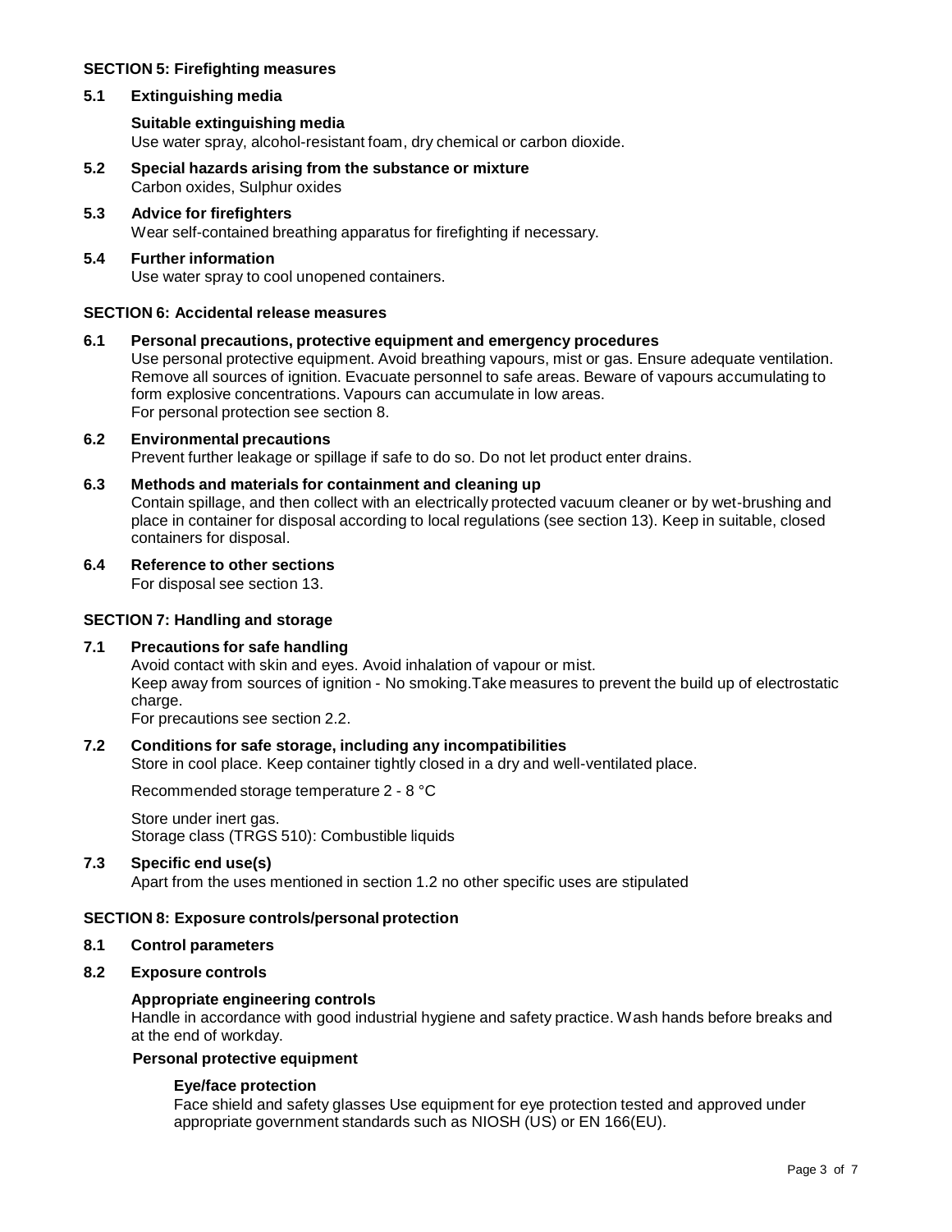## SECTION 5: Firefighting measures

### 5.1 Extinguishing media

**Suitable extinguishing media**
Use water spray, alcohol-resistant foam, dry chemical or carbon dioxide.

### 5.2 Special hazards arising from the substance or mixture

Carbon oxides, Sulphur oxides

### 5.3 Advice for firefighters

Wear self-contained breathing apparatus for firefighting if necessary.

### 5.4 Further information

Use water spray to cool unopened containers.

## SECTION 6: Accidental release measures

### 6.1 Personal precautions, protective equipment and emergency procedures

Use personal protective equipment. Avoid breathing vapours, mist or gas. Ensure adequate ventilation. Remove all sources of ignition. Evacuate personnel to safe areas. Beware of vapours accumulating to form explosive concentrations. Vapours can accumulate in low areas.
For personal protection see section 8.

### 6.2 Environmental precautions

Prevent further leakage or spillage if safe to do so. Do not let product enter drains.

### 6.3 Methods and materials for containment and cleaning up

Contain spillage, and then collect with an electrically protected vacuum cleaner or by wet-brushing and place in container for disposal according to local regulations (see section 13). Keep in suitable, closed containers for disposal.

### 6.4 Reference to other sections

For disposal see section 13.

## SECTION 7: Handling and storage

### 7.1 Precautions for safe handling

Avoid contact with skin and eyes. Avoid inhalation of vapour or mist.
Keep away from sources of ignition - No smoking.Take measures to prevent the build up of electrostatic charge.
For precautions see section 2.2.

### 7.2 Conditions for safe storage, including any incompatibilities

Store in cool place. Keep container tightly closed in a dry and well-ventilated place.

Recommended storage temperature 2 - 8 °C

Store under inert gas.
Storage class (TRGS 510): Combustible liquids

### 7.3 Specific end use(s)

Apart from the uses mentioned in section 1.2 no other specific uses are stipulated

## SECTION 8: Exposure controls/personal protection

### 8.1 Control parameters

### 8.2 Exposure controls

**Appropriate engineering controls**
Handle in accordance with good industrial hygiene and safety practice. Wash hands before breaks and at the end of workday.

**Personal protective equipment**

**Eye/face protection**
Face shield and safety glasses Use equipment for eye protection tested and approved under appropriate government standards such as NIOSH (US) or EN 166(EU).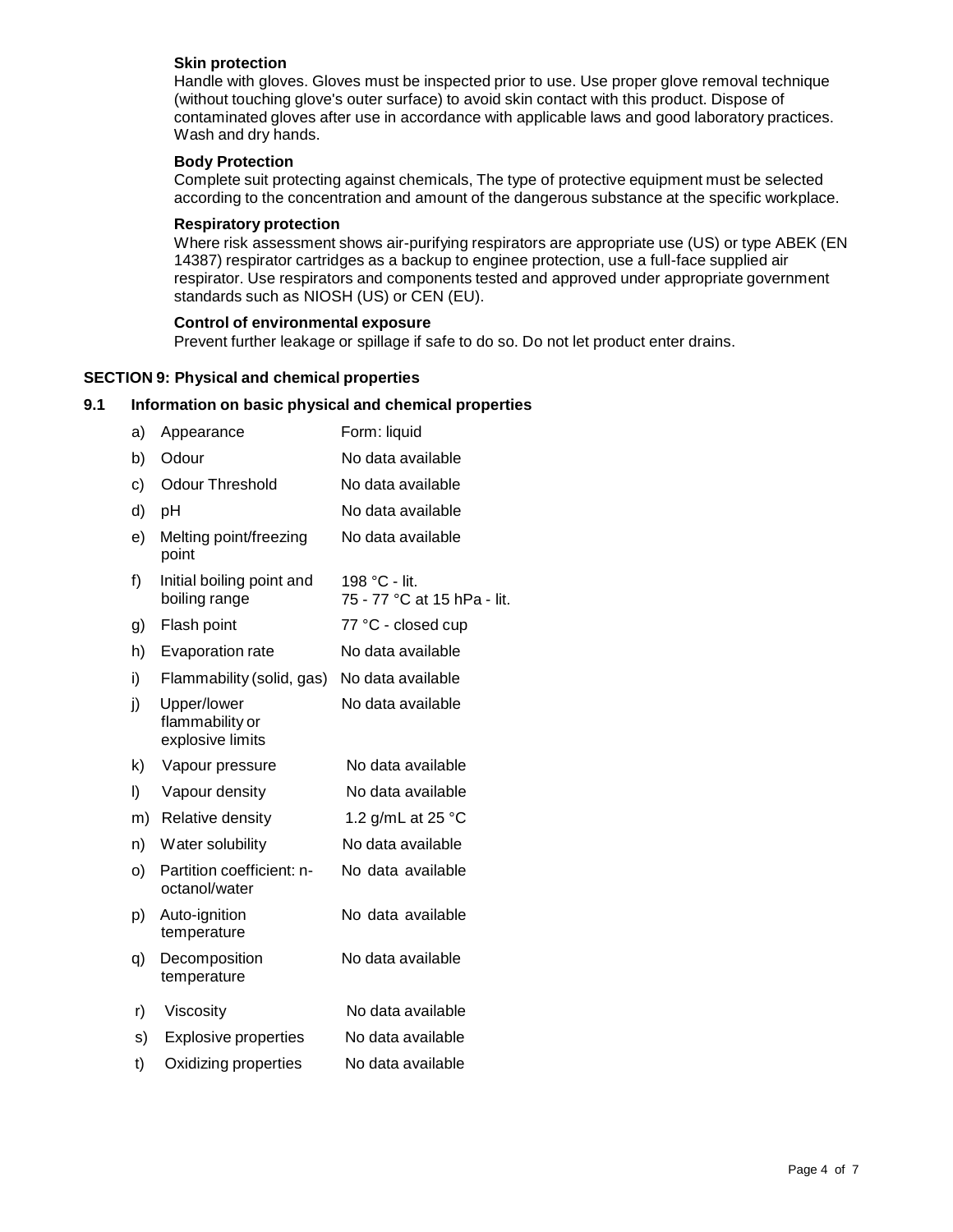**Skin protection**

Handle with gloves. Gloves must be inspected prior to use. Use proper glove removal technique (without touching glove's outer surface) to avoid skin contact with this product. Dispose of contaminated gloves after use in accordance with applicable laws and good laboratory practices. Wash and dry hands.

**Body Protection**

Complete suit protecting against chemicals, The type of protective equipment must be selected according to the concentration and amount of the dangerous substance at the specific workplace.

**Respiratory protection**

Where risk assessment shows air-purifying respirators are appropriate use (US) or type ABEK (EN 14387) respirator cartridges as a backup to enginee protection, use a full-face supplied air respirator. Use respirators and components tested and approved under appropriate government standards such as NIOSH (US) or CEN (EU).

**Control of environmental exposure**

Prevent further leakage or spillage if safe to do so. Do not let product enter drains.

## SECTION 9: Physical and chemical properties

### 9.1 Information on basic physical and chemical properties

| | Property | Value |
|---|---|---|
| a) | Appearance | Form: liquid |
| b) | Odour | No data available |
| c) | Odour Threshold | No data available |
| d) | pH | No data available |
| e) | Melting point/freezing point | No data available |
| f) | Initial boiling point and boiling range | 198 °C - lit.<br>75 - 77 °C at 15 hPa - lit. |
| g) | Flash point | 77 °C - closed cup |
| h) | Evaporation rate | No data available |
| i) | Flammability (solid, gas) | No data available |
| j) | Upper/lower flammability or explosive limits | No data available |
| k) | Vapour pressure | No data available |
| l) | Vapour density | No data available |
| m) | Relative density | 1.2 g/mL at 25 °C |
| n) | Water solubility | No data available |
| o) | Partition coefficient: n-octanol/water | No data available |
| p) | Auto-ignition temperature | No data available |
| q) | Decomposition temperature | No data available |
| r) | Viscosity | No data available |
| s) | Explosive properties | No data available |
| t) | Oxidizing properties | No data available |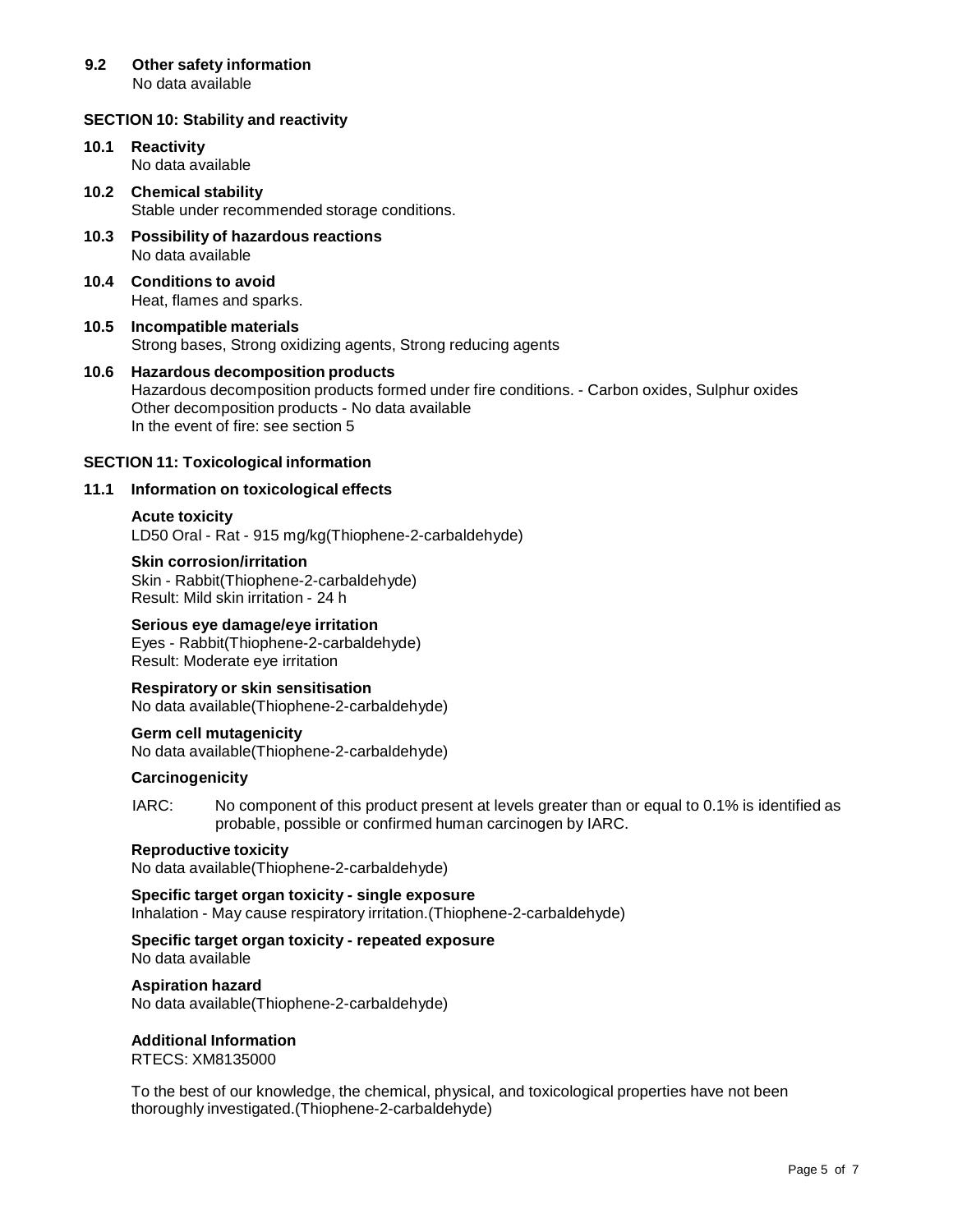### 9.2 Other safety information

No data available

## SECTION 10: Stability and reactivity

### 10.1 Reactivity

No data available

### 10.2 Chemical stability

Stable under recommended storage conditions.

### 10.3 Possibility of hazardous reactions

No data available

### 10.4 Conditions to avoid

Heat, flames and sparks.

### 10.5 Incompatible materials

Strong bases, Strong oxidizing agents, Strong reducing agents

### 10.6 Hazardous decomposition products

Hazardous decomposition products formed under fire conditions. - Carbon oxides, Sulphur oxides
Other decomposition products - No data available
In the event of fire: see section 5

## SECTION 11: Toxicological information

### 11.1 Information on toxicological effects

**Acute toxicity**
LD50 Oral - Rat - 915 mg/kg(Thiophene-2-carbaldehyde)

**Skin corrosion/irritation**
Skin - Rabbit(Thiophene-2-carbaldehyde)
Result: Mild skin irritation - 24 h

**Serious eye damage/eye irritation**
Eyes - Rabbit(Thiophene-2-carbaldehyde)
Result: Moderate eye irritation

**Respiratory or skin sensitisation**
No data available(Thiophene-2-carbaldehyde)

**Germ cell mutagenicity**
No data available(Thiophene-2-carbaldehyde)

**Carcinogenicity**

IARC: No component of this product present at levels greater than or equal to 0.1% is identified as probable, possible or confirmed human carcinogen by IARC.

**Reproductive toxicity**
No data available(Thiophene-2-carbaldehyde)

**Specific target organ toxicity - single exposure**
Inhalation - May cause respiratory irritation.(Thiophene-2-carbaldehyde)

**Specific target organ toxicity - repeated exposure**
No data available

**Aspiration hazard**
No data available(Thiophene-2-carbaldehyde)

**Additional Information**
RTECS: XM8135000

To the best of our knowledge, the chemical, physical, and toxicological properties have not been thoroughly investigated.(Thiophene-2-carbaldehyde)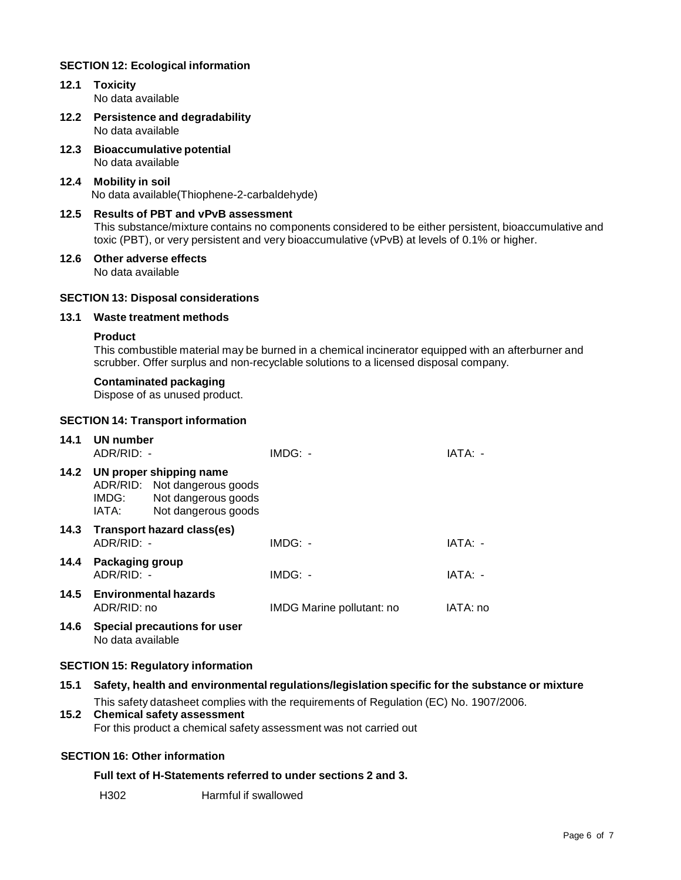## SECTION 12: Ecological information

**12.1 Toxicity**
No data available

**12.2 Persistence and degradability**
No data available

**12.3 Bioaccumulative potential**
No data available

**12.4 Mobility in soil**
No data available(Thiophene-2-carbaldehyde)

**12.5 Results of PBT and vPvB assessment**
This substance/mixture contains no components considered to be either persistent, bioaccumulative and toxic (PBT), or very persistent and very bioaccumulative (vPvB) at levels of 0.1% or higher.

**12.6 Other adverse effects**
No data available

## SECTION 13: Disposal considerations

**13.1 Waste treatment methods**

**Product**
This combustible material may be burned in a chemical incinerator equipped with an afterburner and scrubber. Offer surplus and non-recyclable solutions to a licensed disposal company.

**Contaminated packaging**
Dispose of as unused product.

## SECTION 14: Transport information

**14.1 UN number**

| ADR/RID: - | IMDG: - | IATA: - |
|---|---|---|

**14.2 UN proper shipping name**

ADR/RID: Not dangerous goods
IMDG: Not dangerous goods
IATA: Not dangerous goods

**14.3 Transport hazard class(es)**

| ADR/RID: - | IMDG: - | IATA: - |
|---|---|---|

**14.4 Packaging group**

| ADR/RID: - | IMDG: - | IATA: - |
|---|---|---|

**14.5 Environmental hazards**

| ADR/RID: no | IMDG Marine pollutant: no | IATA: no |
|---|---|---|

**14.6 Special precautions for user**
No data available

## SECTION 15: Regulatory information

**15.1 Safety, health and environmental regulations/legislation specific for the substance or mixture**
This safety datasheet complies with the requirements of Regulation (EC) No. 1907/2006.

**15.2 Chemical safety assessment**
For this product a chemical safety assessment was not carried out

## SECTION 16: Other information

**Full text of H-Statements referred to under sections 2 and 3.**

| H302 | Harmful if swallowed |
|---|---|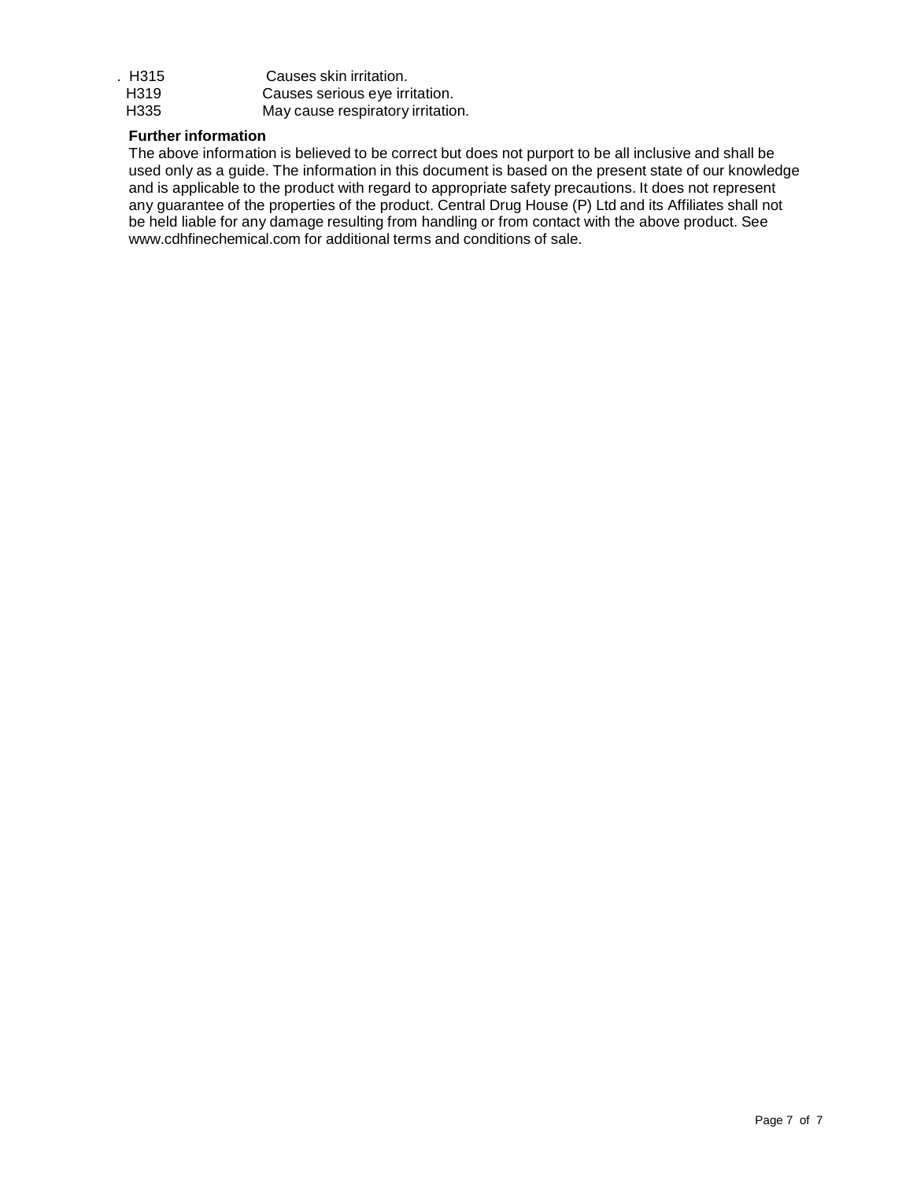. H315 Causes skin irritation.
H319 Causes serious eye irritation.
H335 May cause respiratory irritation.

**Further information**

The above information is believed to be correct but does not purport to be all inclusive and shall be used only as a guide. The information in this document is based on the present state of our knowledge and is applicable to the product with regard to appropriate safety precautions. It does not represent any guarantee of the properties of the product. Central Drug House (P) Ltd and its Affiliates shall not be held liable for any damage resulting from handling or from contact with the above product. See www.cdhfinechemical.com for additional terms and conditions of sale.